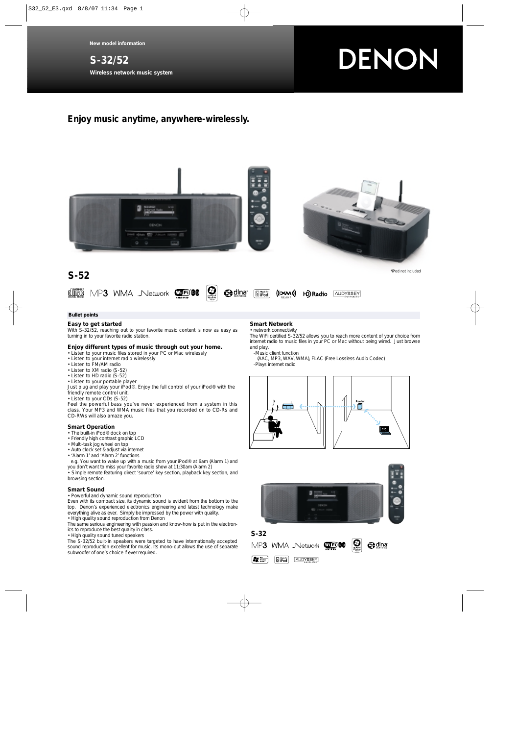New model information

# S-32/52

**Wireless network music system**

DENON

## *Enjoy music anytime, anywhere-wirelessly.*

*iPod not included

## S-52

### Bullet points

**Easy to get started**

With S-32/52, reaching out to your favorite music content is now as easy as turning in to your favorite radio station.

**Enjoy different types of music through out your home.**

- Listen to your music files stored in your PC or Mac wirelessly
- Listen to your internet radio wirelessly
- Listen to FM/AM radio
- Listen to XM radio (S-52)
- Listen to HD radio (S-52)
- Listen to your portable player

Just plug and play your iPod®. Enjoy the full control of your iPod® with the friendly remote control unit.

- Listen to your CDs (S-52)

Feel the powerful bass you've never experienced from a system in this class. Your MP3 and WMA music files that you recorded on to CD-Rs and CD-RWs will also amaze you.

**Smart Operation**

- The built-in iPod® dock on top
- Friendly high contrast graphic LCD
- Multi-task jog wheel on top
- Auto clock set & adjust via internet
- 'Alarm 1' and 'Alarm 2' functions

e.g. You want to wake up with a music from your iPod® at 6am (Alarm 1) and you don't want to miss your favorite radio show at 11:30am (Alarm 2)

- Simple remote featuring direct 'source' key section, playback key section, and browsing section.

**Smart Sound**

- Powerful and dynamic sound reproduction

Even with its compact size, its dynamic sound is evident from the bottom to the top. Denon's experienced electronics engineering and latest technology make everything alive as ever. Simply be impressed by the power with quality.

- High quality sound reproduction from Denon

The same serious engineering with passion and know-how is put in the electronics to reproduce the best quality in class.

- High quality sound tuned speakers

The S-32/52 built-in speakers were targeted to have internationally accepted sound reproduction excellent for music. Its mono-out allows the use of separate subwoofer of one's choice if ever required.

**Smart Network**

- network connectivity

The WiFi certified S-32/52 allows you to reach more content of your choice from internet radio to music files in your PC or Mac without being wired. Just browse and play.

- Music client function
  (AAC, MP3, WAV, WMA), FLAC (Free Lossless Audio Codec)
- Plays internet radio

Router

## S-32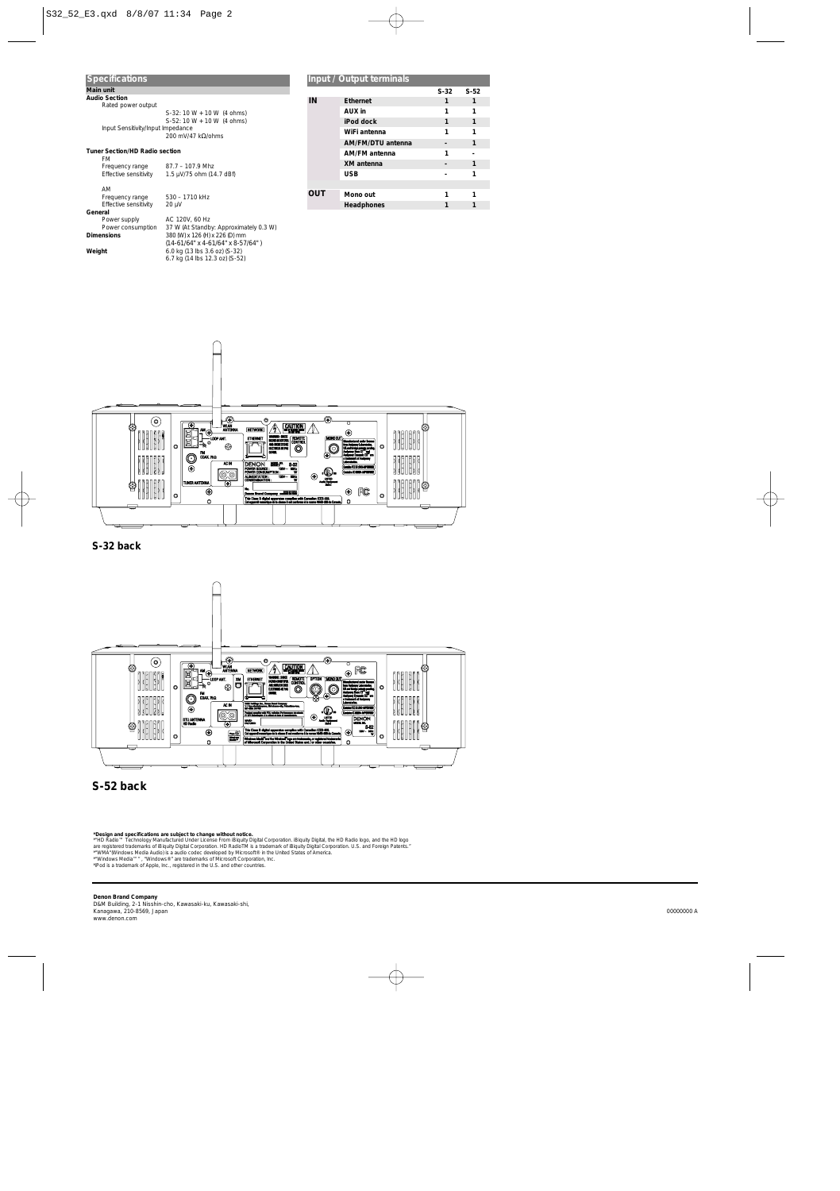## Specifications

### Main unit

**Audio Section**

Rated power output
S-32: 10 W + 10 W (4 ohms)
S-52: 10 W + 10 W (4 ohms)

Input Sensitivity/Input Impedance
200 mV/47 kΩ/ohms

**Tuner Section/HD Radio section**

FM
Frequency range 87.7 – 107.9 Mhz
Effective sensitivity 1.5 µV/75 ohm (14.7 dBf)

AM
Frequency range 530 – 1710 kHz
Effective sensitivity 20 µV

**General**

Power supply AC 120V, 60 Hz
Power consumption 37 W (At Standby: Approximately 0.3 W)

**Dimensions** 380 (W) x 126 (H) x 226 (D) mm
(14-61/64" x 4-61/64" x 8-57/64")

**Weight** 6.0 kg (13 lbs 3.6 oz) (S-32)
6.7 kg (14 lbs 12.3 oz) (S-52)

## Input / Output terminals

| | | S-32 | S-52 |
|---|---|---|---|
| IN | Ethernet | 1 | 1 |
| | AUX in | 1 | 1 |
| | iPod dock | 1 | 1 |
| | WiFi antenna | 1 | 1 |
| | AM/FM/DTU antenna | - | 1 |
| | AM/FM antenna | 1 | - |
| | XM antenna | - | 1 |
| | USB | - | 1 |
| OUT | Mono out | 1 | 1 |
| | Headphones | 1 | 1 |

**S-32 back**

**S-52 back**

**\*Design and specifications are subject to change without notice.**
\*"HD Radio™ Technology Manufactured Under License From iBiquity Digital Corporation. iBiquity Digital, the HD Radio logo, and the HD logo are registered trademarks of iBiquity Digital Corporation. HD RadioTM is a trademark of iBiquity Digital Corporation. U.S. and Foreign Patents."
\*"WMA"(Windows Media Audio) is a audio codec developed by Microsoft® in the United States of America.
\*"Windows Media™", "Windows®" are trademarks of Microsoft Corporation, Inc.
\*iPod is a trademark of Apple, Inc., registered in the U.S. and other countries.

**Denon Brand Company**
D&M Building, 2-1 Nisshin-cho, Kawasaki-ku, Kawasaki-shi,
Kanagawa, 210-8569, Japan
www.denon.com

00000000 A